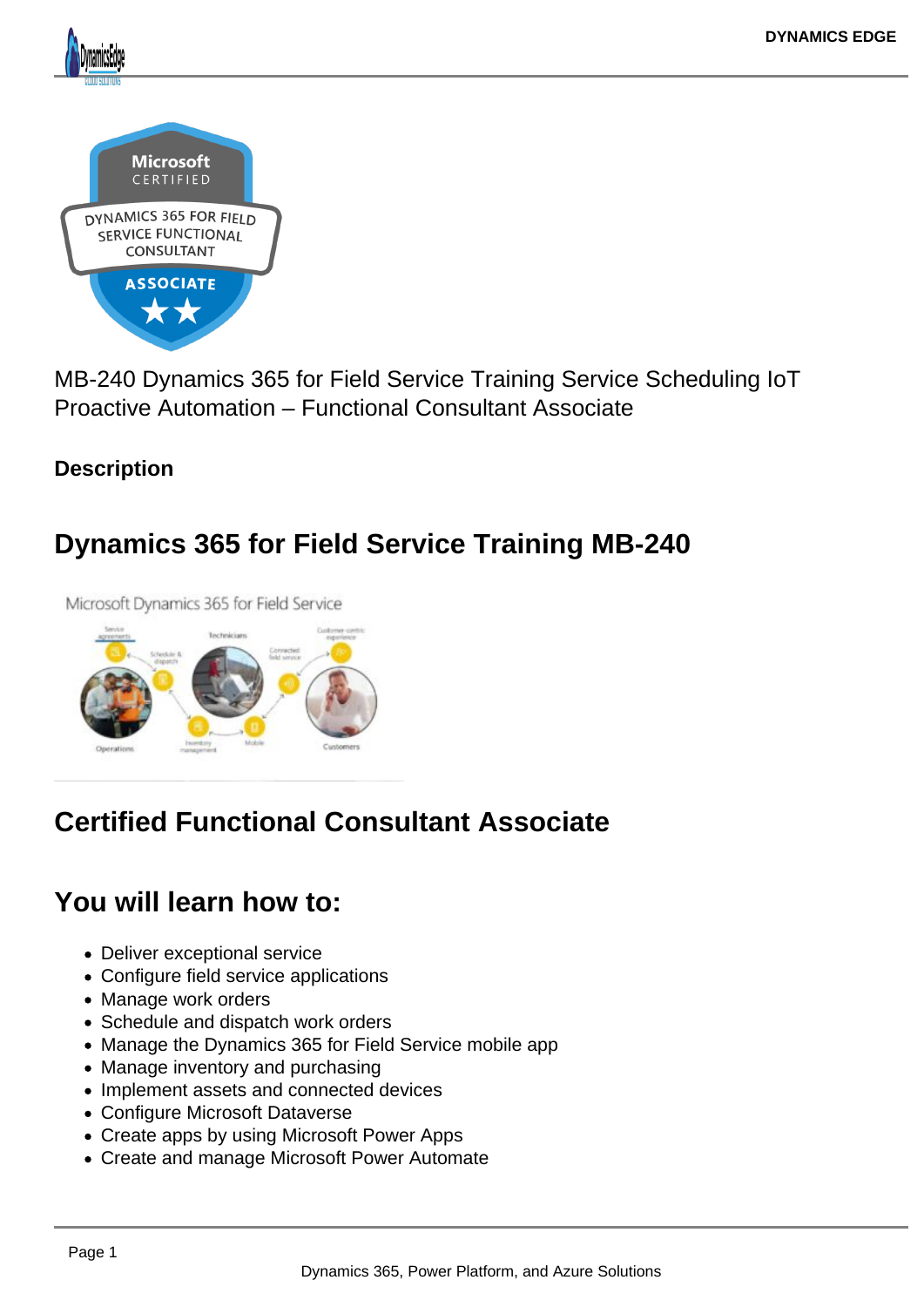MB-240 Dynamics 365 for Field Service Training Service Scheduling IoT Proactive Automation – Functional Consultant Associate

**Description**

## Dynamics 365 for Field Service Training MB-240

## Certified Functional Consultant Associate

## You will learn how to:

- Deliver exceptional service
- Configure field service applications
- Manage work orders
- Schedule and dispatch work orders
- Manage the Dynamics 365 for Field Service mobile app
- Manage inventory and purchasing
- Implement assets and connected devices
- Configure Microsoft Dataverse
- Create apps by using Microsoft Power Apps
- Create and manage Microsoft Power Automate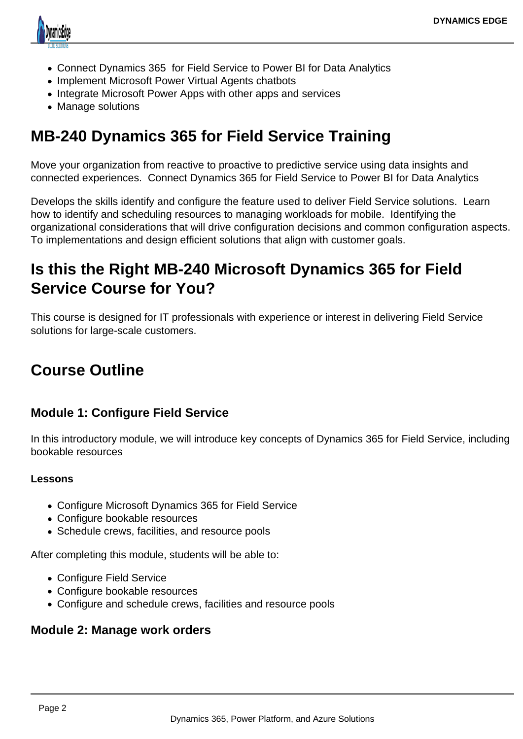- Connect Dynamics 365  for Field Service to Power BI for Data Analytics
- Implement Microsoft Power Virtual Agents chatbots
- Integrate Microsoft Power Apps with other apps and services
- Manage solutions

## MB-240 Dynamics 365 for Field Service Training

Move your organization from reactive to proactive to predictive service using data insights and connected experiences.  Connect Dynamics 365 for Field Service to Power BI for Data Analytics

Develops the skills identify and configure the feature used to deliver Field Service solutions.  Learn how to identify and scheduling resources to managing workloads for mobile.  Identifying the organizational considerations that will drive configuration decisions and common configuration aspects.  To implementations and design efficient solutions that align with customer goals.

## Is this the Right MB-240 Microsoft Dynamics 365 for Field Service Course for You?

This course is designed for IT professionals with experience or interest in delivering Field Service solutions for large-scale customers.

## Course Outline

### Module 1: Configure Field Service

In this introductory module, we will introduce key concepts of Dynamics 365 for Field Service, including bookable resources

**Lessons**

- Configure Microsoft Dynamics 365 for Field Service
- Configure bookable resources
- Schedule crews, facilities, and resource pools

After completing this module, students will be able to:

- Configure Field Service
- Configure bookable resources
- Configure and schedule crews, facilities and resource pools

### Module 2: Manage work orders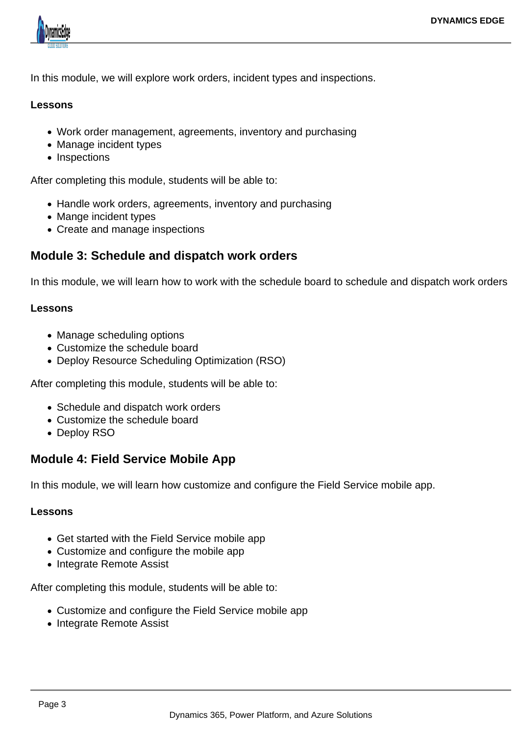In this module, we will explore work orders, incident types and inspections.

**Lessons**

- Work order management, agreements, inventory and purchasing
- Manage incident types
- Inspections

After completing this module, students will be able to:

- Handle work orders, agreements, inventory and purchasing
- Mange incident types
- Create and manage inspections

## Module 3: Schedule and dispatch work orders

In this module, we will learn how to work with the schedule board to schedule and dispatch work orders

**Lessons**

- Manage scheduling options
- Customize the schedule board
- Deploy Resource Scheduling Optimization (RSO)

After completing this module, students will be able to:

- Schedule and dispatch work orders
- Customize the schedule board
- Deploy RSO

## Module 4: Field Service Mobile App

In this module, we will learn how customize and configure the Field Service mobile app.

**Lessons**

- Get started with the Field Service mobile app
- Customize and configure the mobile app
- Integrate Remote Assist

After completing this module, students will be able to:

- Customize and configure the Field Service mobile app
- Integrate Remote Assist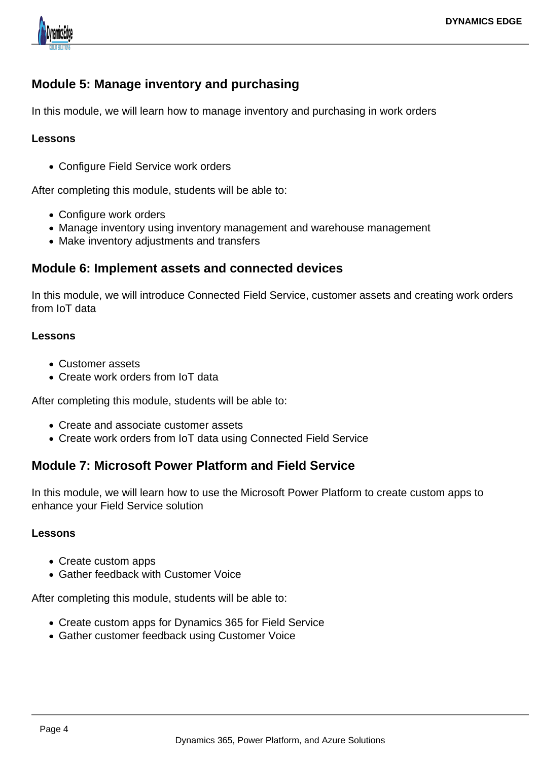## Module 5: Manage inventory and purchasing

In this module, we will learn how to manage inventory and purchasing in work orders

**Lessons**

- Configure Field Service work orders

After completing this module, students will be able to:

- Configure work orders
- Manage inventory using inventory management and warehouse management
- Make inventory adjustments and transfers

## Module 6: Implement assets and connected devices

In this module, we will introduce Connected Field Service, customer assets and creating work orders from IoT data

**Lessons**

- Customer assets
- Create work orders from IoT data

After completing this module, students will be able to:

- Create and associate customer assets
- Create work orders from IoT data using Connected Field Service

## Module 7: Microsoft Power Platform and Field Service

In this module, we will learn how to use the Microsoft Power Platform to create custom apps to enhance your Field Service solution

**Lessons**

- Create custom apps
- Gather feedback with Customer Voice

After completing this module, students will be able to:

- Create custom apps for Dynamics 365 for Field Service
- Gather customer feedback using Customer Voice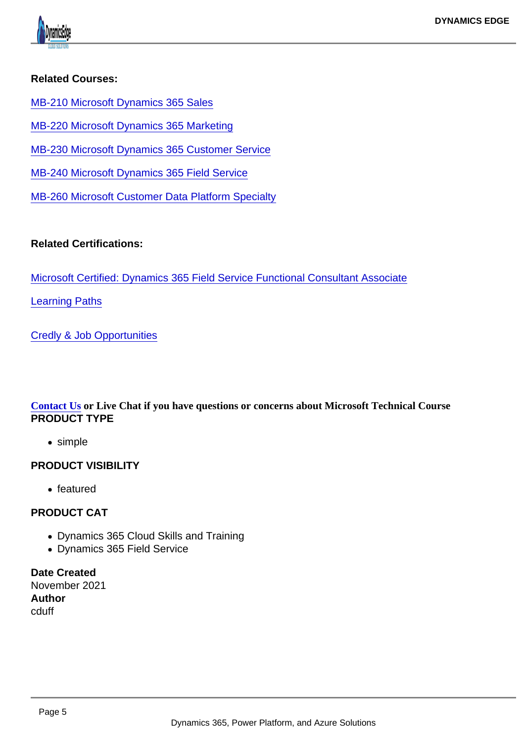**Related Courses:**

MB-210 Microsoft Dynamics 365 Sales

MB-220 Microsoft Dynamics 365 Marketing

MB-230 Microsoft Dynamics 365 Customer Service

MB-240 Microsoft Dynamics 365 Field Service

MB-260 Microsoft Customer Data Platform Specialty

**Related Certifications:**

Microsoft Certified: Dynamics 365 Field Service Functional Consultant Associate

Learning Paths

Credly & Job Opportunities

**Contact Us or Live Chat if you have questions or concerns about Microsoft Technical Course**

**PRODUCT TYPE**

- simple

**PRODUCT VISIBILITY**

- featured

**PRODUCT CAT**

- Dynamics 365 Cloud Skills and Training
- Dynamics 365 Field Service

**Date Created**
November 2021
**Author**
cduff